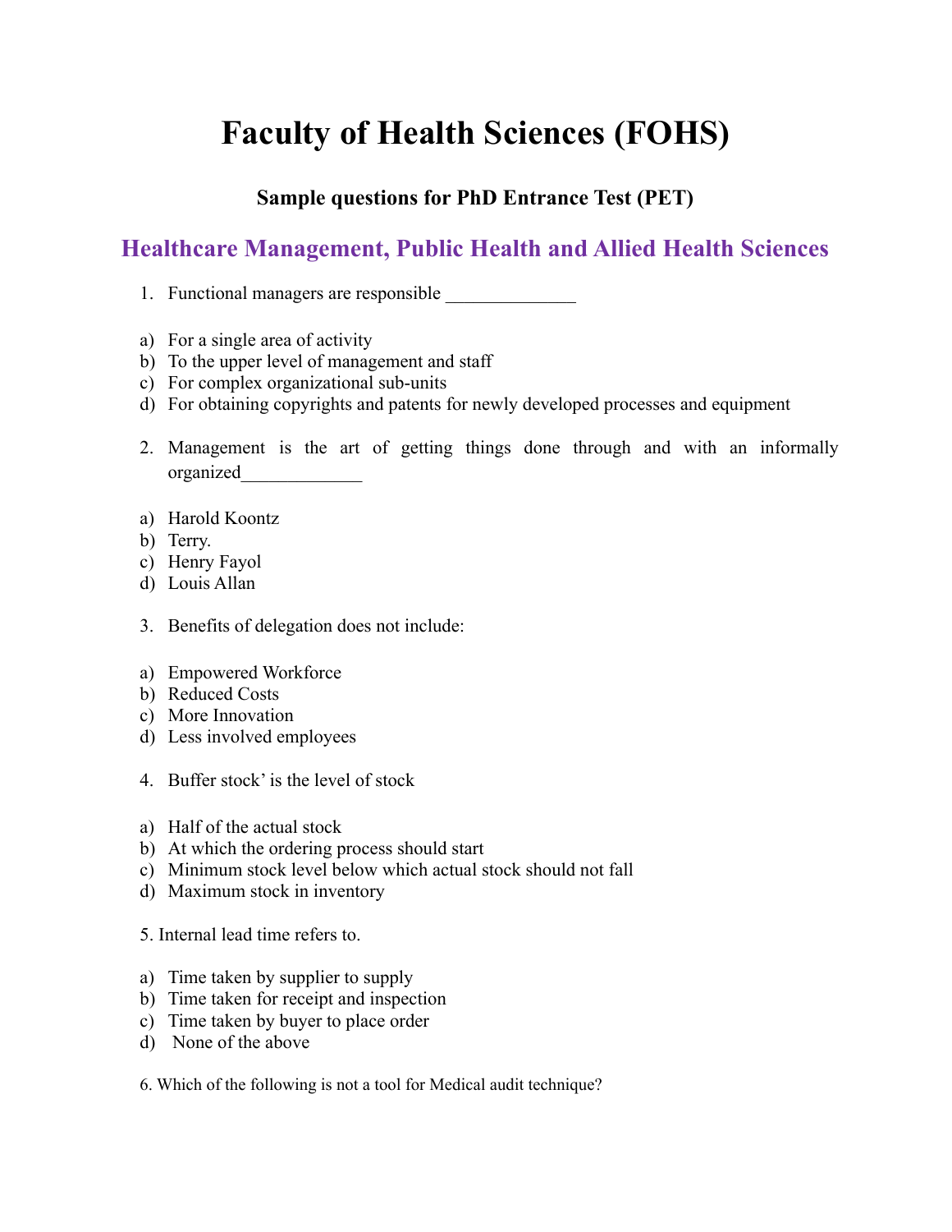# Faculty of Health Sciences (FOHS)

### Sample questions for PhD Entrance Test (PET)

## Healthcare Management, Public Health and Allied Health Sciences

1. Functional managers are responsible ______________

a) For a single area of activity
b) To the upper level of management and staff
c) For complex organizational sub-units
d) For obtaining copyrights and patents for newly developed processes and equipment

2. Management is the art of getting things done through and with an informally organized_____________

a) Harold Koontz
b) Terry.
c) Henry Fayol
d) Louis Allan

3. Benefits of delegation does not include:

a) Empowered Workforce
b) Reduced Costs
c) More Innovation
d) Less involved employees

4. Buffer stock' is the level of stock

a) Half of the actual stock
b) At which the ordering process should start
c) Minimum stock level below which actual stock should not fall
d) Maximum stock in inventory

5. Internal lead time refers to.

a) Time taken by supplier to supply
b) Time taken for receipt and inspection
c) Time taken by buyer to place order
d) None of the above

6. Which of the following is not a tool for Medical audit technique?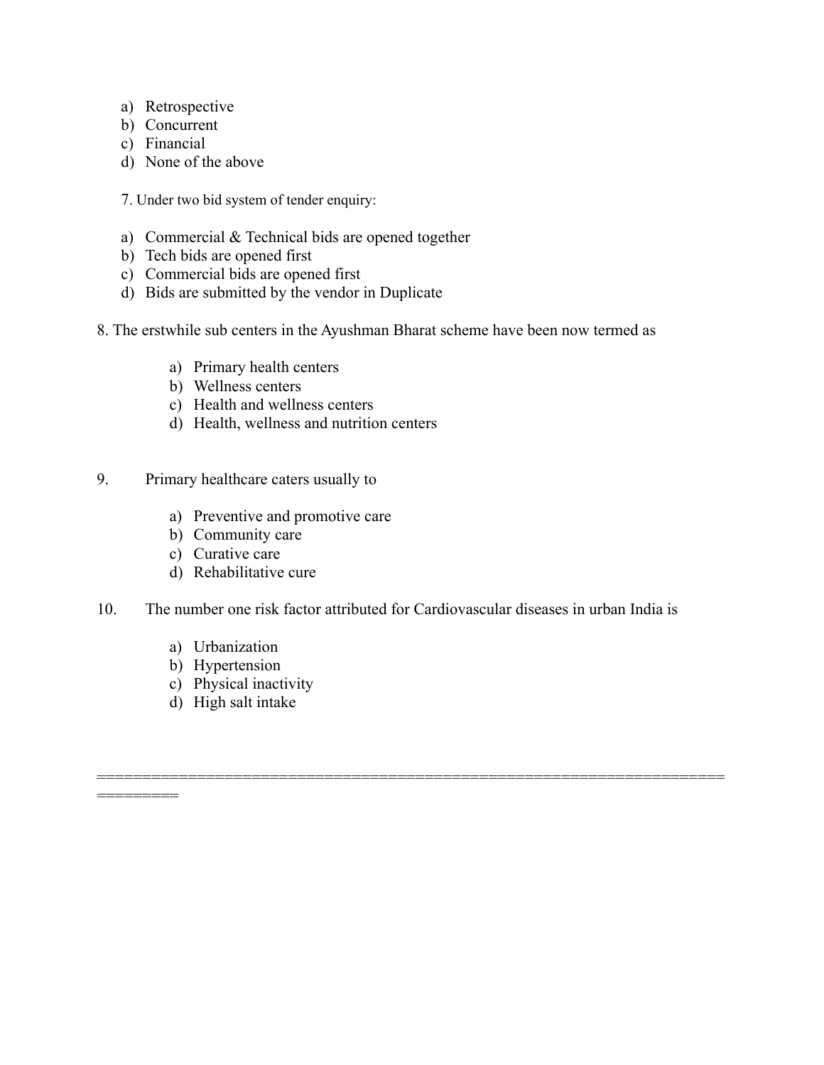a) Retrospective
b) Concurrent
c) Financial
d) None of the above

7. Under two bid system of tender enquiry:

a) Commercial & Technical bids are opened together
b) Tech bids are opened first
c) Commercial bids are opened first
d) Bids are submitted by the vendor in Duplicate

8. The erstwhile sub centers in the Ayushman Bharat scheme have been now termed as

a) Primary health centers
b) Wellness centers
c) Health and wellness centers
d) Health, wellness and nutrition centers

9. Primary healthcare caters usually to

a) Preventive and promotive care
b) Community care
c) Curative care
d) Rehabilitative cure

10. The number one risk factor attributed for Cardiovascular diseases in urban India is

a) Urbanization
b) Hypertension
c) Physical inactivity
d) High salt intake

==============================================================================